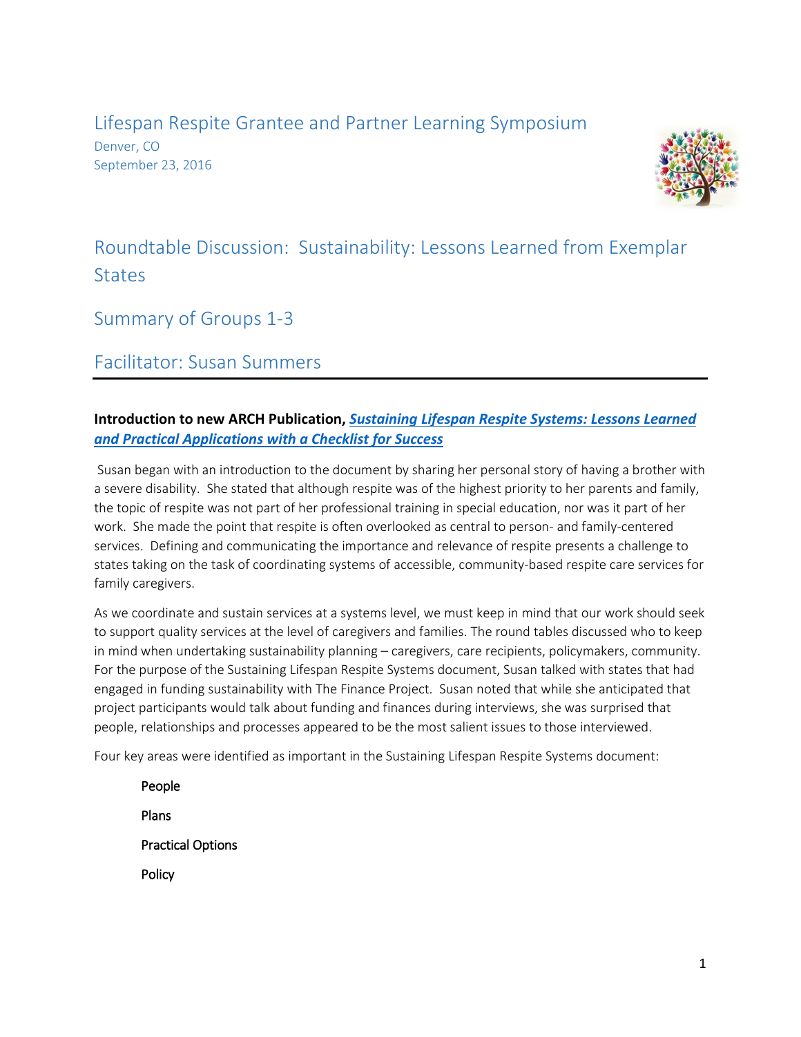# Lifespan Respite Grantee and Partner Learning Symposium

Denver, CO
September 23, 2016

## Roundtable Discussion: Sustainability: Lessons Learned from Exemplar States

## Summary of Groups 1-3

## Facilitator: Susan Summers

**Introduction to new ARCH Publication, *Sustaining Lifespan Respite Systems: Lessons Learned and Practical Applications with a Checklist for Success***

Susan began with an introduction to the document by sharing her personal story of having a brother with a severe disability. She stated that although respite was of the highest priority to her parents and family, the topic of respite was not part of her professional training in special education, nor was it part of her work. She made the point that respite is often overlooked as central to person- and family-centered services. Defining and communicating the importance and relevance of respite presents a challenge to states taking on the task of coordinating systems of accessible, community-based respite care services for family caregivers.

As we coordinate and sustain services at a systems level, we must keep in mind that our work should seek to support quality services at the level of caregivers and families. The round tables discussed who to keep in mind when undertaking sustainability planning – caregivers, care recipients, policymakers, community. For the purpose of the Sustaining Lifespan Respite Systems document, Susan talked with states that had engaged in funding sustainability with The Finance Project. Susan noted that while she anticipated that project participants would talk about funding and finances during interviews, she was surprised that people, relationships and processes appeared to be the most salient issues to those interviewed.

Four key areas were identified as important in the Sustaining Lifespan Respite Systems document:

- People
- Plans
- Practical Options
- Policy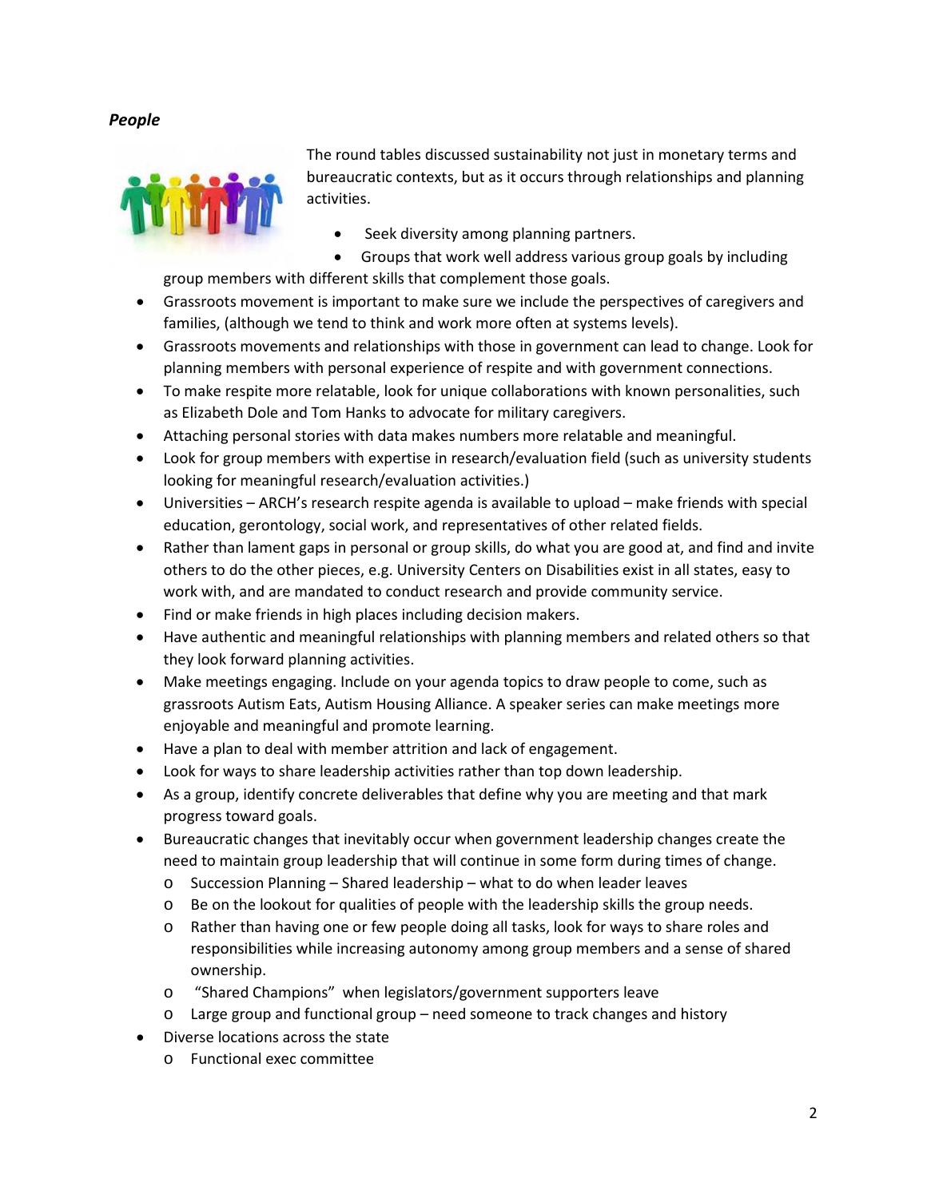### *People*

The round tables discussed sustainability not just in monetary terms and bureaucratic contexts, but as it occurs through relationships and planning activities.

- Seek diversity among planning partners.
- Groups that work well address various group goals by including group members with different skills that complement those goals.
- Grassroots movement is important to make sure we include the perspectives of caregivers and families, (although we tend to think and work more often at systems levels).
- Grassroots movements and relationships with those in government can lead to change. Look for planning members with personal experience of respite and with government connections.
- To make respite more relatable, look for unique collaborations with known personalities, such as Elizabeth Dole and Tom Hanks to advocate for military caregivers.
- Attaching personal stories with data makes numbers more relatable and meaningful.
- Look for group members with expertise in research/evaluation field (such as university students looking for meaningful research/evaluation activities.)
- Universities – ARCH's research respite agenda is available to upload – make friends with special education, gerontology, social work, and representatives of other related fields.
- Rather than lament gaps in personal or group skills, do what you are good at, and find and invite others to do the other pieces, e.g. University Centers on Disabilities exist in all states, easy to work with, and are mandated to conduct research and provide community service.
- Find or make friends in high places including decision makers.
- Have authentic and meaningful relationships with planning members and related others so that they look forward planning activities.
- Make meetings engaging. Include on your agenda topics to draw people to come, such as grassroots Autism Eats, Autism Housing Alliance. A speaker series can make meetings more enjoyable and meaningful and promote learning.
- Have a plan to deal with member attrition and lack of engagement.
- Look for ways to share leadership activities rather than top down leadership.
- As a group, identify concrete deliverables that define why you are meeting and that mark progress toward goals.
- Bureaucratic changes that inevitably occur when government leadership changes create the need to maintain group leadership that will continue in some form during times of change.
  - Succession Planning – Shared leadership – what to do when leader leaves
  - Be on the lookout for qualities of people with the leadership skills the group needs.
  - Rather than having one or few people doing all tasks, look for ways to share roles and responsibilities while increasing autonomy among group members and a sense of shared ownership.
  - "Shared Champions" when legislators/government supporters leave
  - Large group and functional group – need someone to track changes and history
- Diverse locations across the state
  - Functional exec committee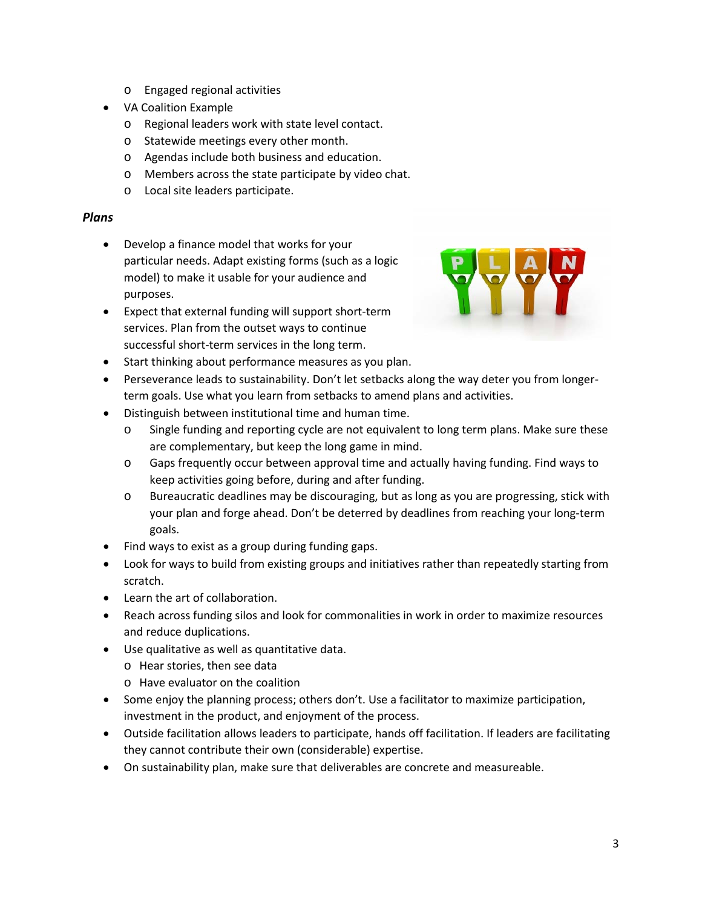- Engaged regional activities
- VA Coalition Example
  - Regional leaders work with state level contact.
  - Statewide meetings every other month.
  - Agendas include both business and education.
  - Members across the state participate by video chat.
  - Local site leaders participate.

### *Plans*

- Develop a finance model that works for your particular needs. Adapt existing forms (such as a logic model) to make it usable for your audience and purposes.
- Expect that external funding will support short-term services. Plan from the outset ways to continue successful short-term services in the long term.
- Start thinking about performance measures as you plan.
- Perseverance leads to sustainability. Don't let setbacks along the way deter you from longer-term goals. Use what you learn from setbacks to amend plans and activities.
- Distinguish between institutional time and human time.
  - Single funding and reporting cycle are not equivalent to long term plans. Make sure these are complementary, but keep the long game in mind.
  - Gaps frequently occur between approval time and actually having funding. Find ways to keep activities going before, during and after funding.
  - Bureaucratic deadlines may be discouraging, but as long as you are progressing, stick with your plan and forge ahead. Don't be deterred by deadlines from reaching your long-term goals.
- Find ways to exist as a group during funding gaps.
- Look for ways to build from existing groups and initiatives rather than repeatedly starting from scratch.
- Learn the art of collaboration.
- Reach across funding silos and look for commonalities in work in order to maximize resources and reduce duplications.
- Use qualitative as well as quantitative data.
  - Hear stories, then see data
  - Have evaluator on the coalition
- Some enjoy the planning process; others don't. Use a facilitator to maximize participation, investment in the product, and enjoyment of the process.
- Outside facilitation allows leaders to participate, hands off facilitation. If leaders are facilitating they cannot contribute their own (considerable) expertise.
- On sustainability plan, make sure that deliverables are concrete and measureable.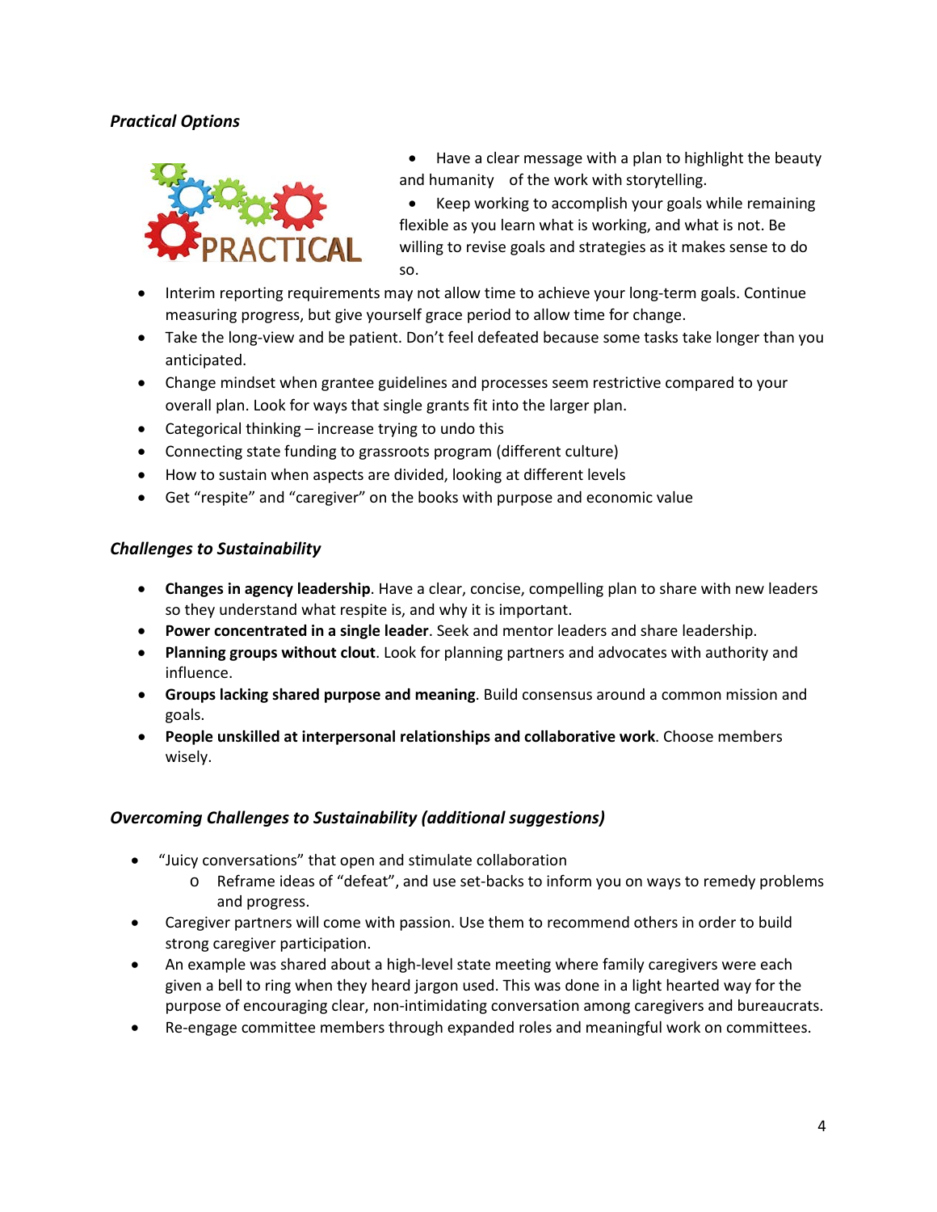*Practical Options*

- Have a clear message with a plan to highlight the beauty and humanity of the work with storytelling.
- Keep working to accomplish your goals while remaining flexible as you learn what is working, and what is not. Be willing to revise goals and strategies as it makes sense to do so.
- Interim reporting requirements may not allow time to achieve your long-term goals. Continue measuring progress, but give yourself grace period to allow time for change.
- Take the long-view and be patient. Don't feel defeated because some tasks take longer than you anticipated.
- Change mindset when grantee guidelines and processes seem restrictive compared to your overall plan. Look for ways that single grants fit into the larger plan.
- Categorical thinking – increase trying to undo this
- Connecting state funding to grassroots program (different culture)
- How to sustain when aspects are divided, looking at different levels
- Get "respite" and "caregiver" on the books with purpose and economic value

*Challenges to Sustainability*

- **Changes in agency leadership**. Have a clear, concise, compelling plan to share with new leaders so they understand what respite is, and why it is important.
- **Power concentrated in a single leader**. Seek and mentor leaders and share leadership.
- **Planning groups without clout**. Look for planning partners and advocates with authority and influence.
- **Groups lacking shared purpose and meaning**. Build consensus around a common mission and goals.
- **People unskilled at interpersonal relationships and collaborative work**. Choose members wisely.

*Overcoming Challenges to Sustainability (additional suggestions)*

- "Juicy conversations" that open and stimulate collaboration
  - Reframe ideas of "defeat", and use set-backs to inform you on ways to remedy problems and progress.
- Caregiver partners will come with passion. Use them to recommend others in order to build strong caregiver participation.
- An example was shared about a high-level state meeting where family caregivers were each given a bell to ring when they heard jargon used. This was done in a light hearted way for the purpose of encouraging clear, non-intimidating conversation among caregivers and bureaucrats.
- Re-engage committee members through expanded roles and meaningful work on committees.